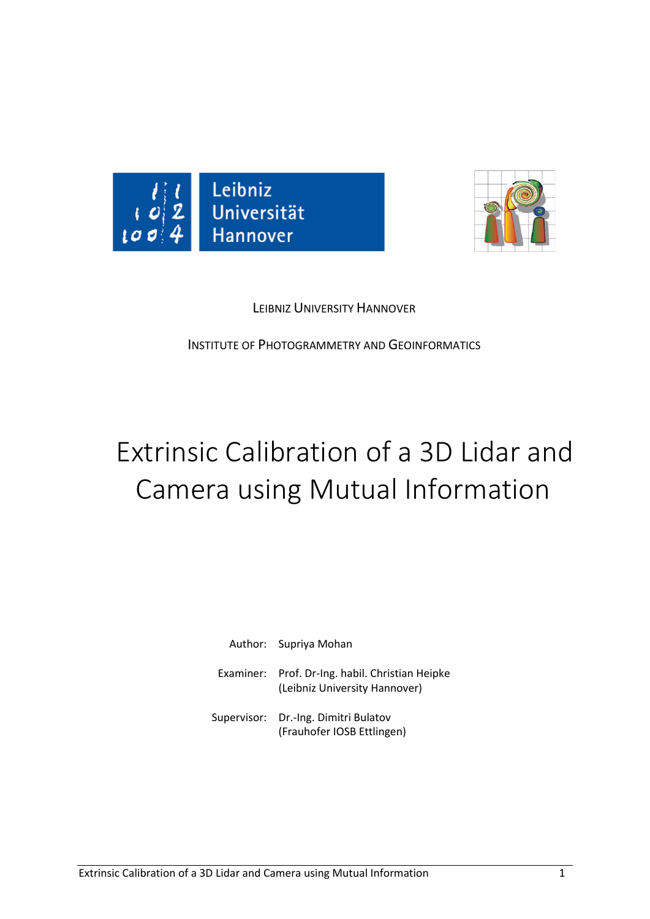LEIBNIZ UNIVERSITY HANNOVER

INSTITUTE OF PHOTOGRAMMETRY AND GEOINFORMATICS

# Extrinsic Calibration of a 3D Lidar and Camera using Mutual Information

Author: Supriya Mohan

Examiner: Prof. Dr-Ing. habil. Christian Heipke
(Leibniz University Hannover)

Supervisor: Dr.-Ing. Dimitri Bulatov
(Frauhofer IOSB Ettlingen)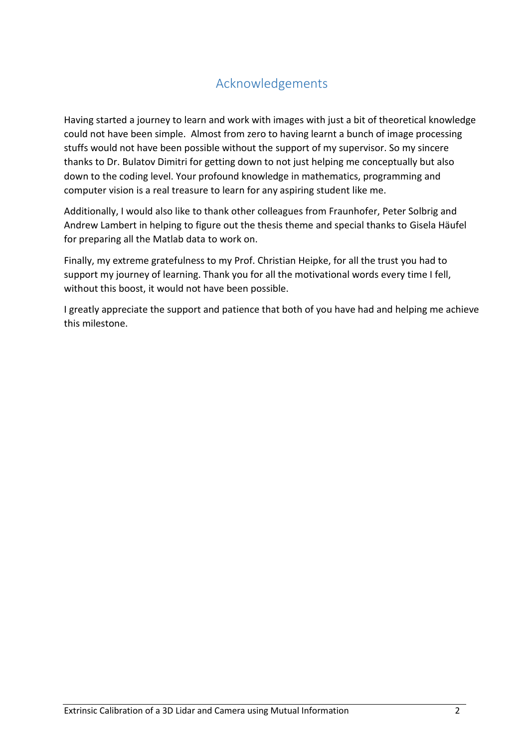# Acknowledgements

Having started a journey to learn and work with images with just a bit of theoretical knowledge could not have been simple. Almost from zero to having learnt a bunch of image processing stuffs would not have been possible without the support of my supervisor. So my sincere thanks to Dr. Bulatov Dimitri for getting down to not just helping me conceptually but also down to the coding level. Your profound knowledge in mathematics, programming and computer vision is a real treasure to learn for any aspiring student like me.

Additionally, I would also like to thank other colleagues from Fraunhofer, Peter Solbrig and Andrew Lambert in helping to figure out the thesis theme and special thanks to Gisela Häufel for preparing all the Matlab data to work on.

Finally, my extreme gratefulness to my Prof. Christian Heipke, for all the trust you had to support my journey of learning. Thank you for all the motivational words every time I fell, without this boost, it would not have been possible.

I greatly appreciate the support and patience that both of you have had and helping me achieve this milestone.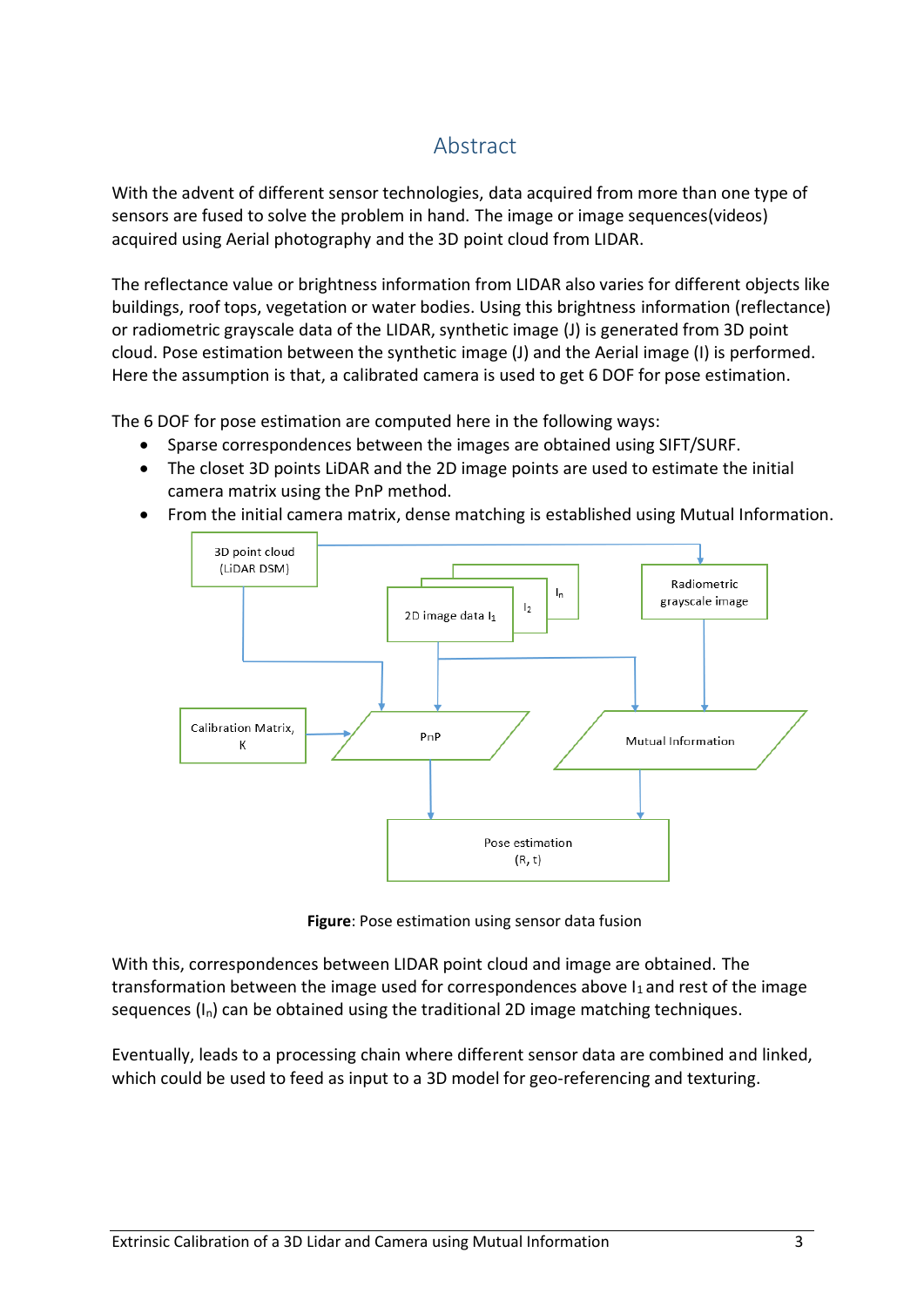# Abstract

With the advent of different sensor technologies, data acquired from more than one type of sensors are fused to solve the problem in hand. The image or image sequences(videos) acquired using Aerial photography and the 3D point cloud from LIDAR.

The reflectance value or brightness information from LIDAR also varies for different objects like buildings, roof tops, vegetation or water bodies. Using this brightness information (reflectance) or radiometric grayscale data of the LIDAR, synthetic image (J) is generated from 3D point cloud. Pose estimation between the synthetic image (J) and the Aerial image (I) is performed. Here the assumption is that, a calibrated camera is used to get 6 DOF for pose estimation.

The 6 DOF for pose estimation are computed here in the following ways:

- Sparse correspondences between the images are obtained using SIFT/SURF.
- The closet 3D points LiDAR and the 2D image points are used to estimate the initial camera matrix using the PnP method.
- From the initial camera matrix, dense matching is established using Mutual Information.

3D point cloud (LiDAR DSM)

2D image data $I_1$

$I_2$

$I_n$

Radiometric grayscale image

Calibration Matrix, K

PnP

Mutual Information

Pose estimation (R, t)

**Figure**: Pose estimation using sensor data fusion

With this, correspondences between LIDAR point cloud and image are obtained. The transformation between the image used for correspondences above $I_1$ and rest of the image sequences ($I_n$) can be obtained using the traditional 2D image matching techniques.

Eventually, leads to a processing chain where different sensor data are combined and linked, which could be used to feed as input to a 3D model for geo-referencing and texturing.